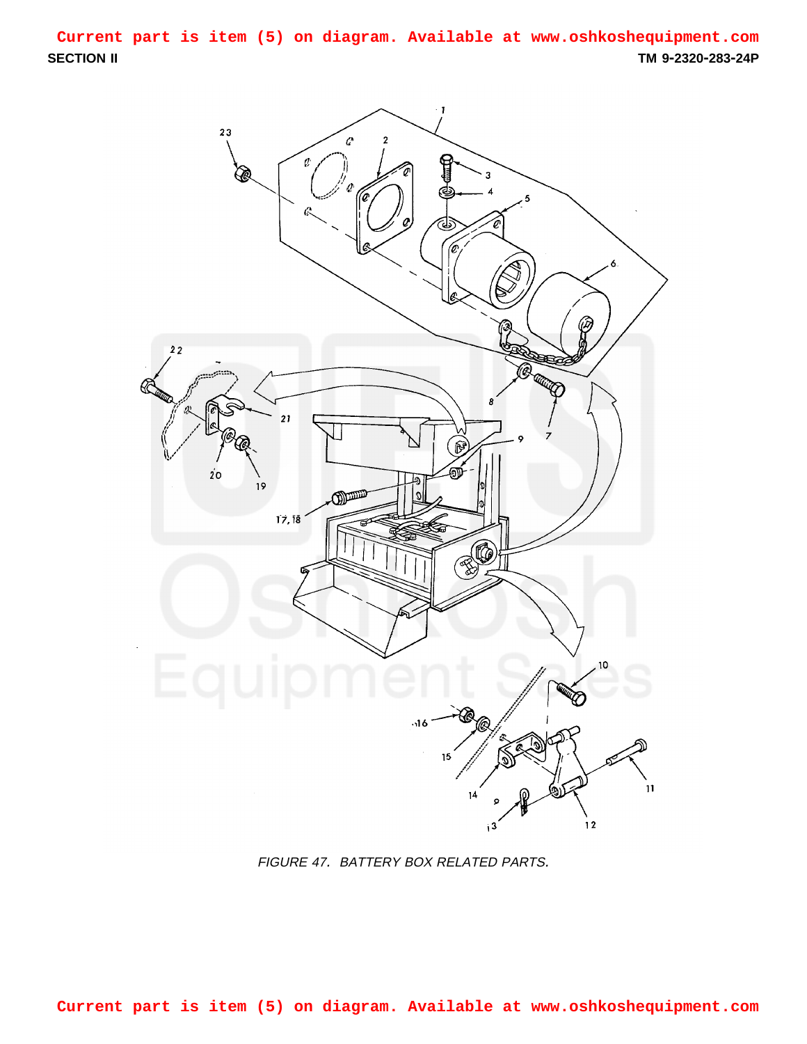Current part is item (5) on diagram. Available at www.oshkoshequipment.com

SECTION II

TM 9-2320-283-24P

FIGURE 47. BATTERY BOX RELATED PARTS.

Current part is item (5) on diagram. Available at www.oshkoshequipment.com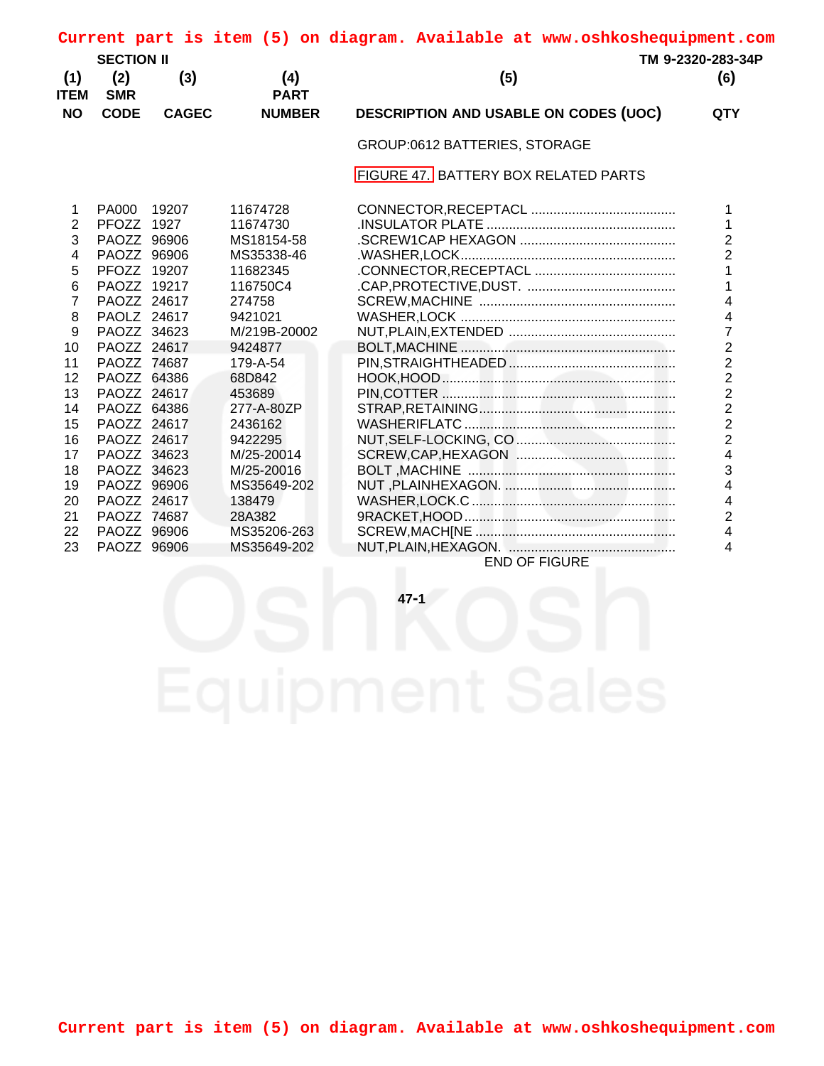Current part is item (5) on diagram. Available at www.oshkoshequipment.com

SECTION II

| (1) ITEM NO | (2) SMR CODE | (3) CAGEC | (4) PART NUMBER | (5) DESCRIPTION AND USABLE ON CODES (UOC) | (6) QTY |
|---|---|---|---|---|---|
| | | | | GROUP:0612 BATTERIES, STORAGE | |
| | | | | FIGURE 47. BATTERY BOX RELATED PARTS | |
| 1 | PA000 | 19207 | 11674728 | CONNECTOR,RECEPTACL | 1 |
| 2 | PFOZZ | 1927 | 11674730 | .INSULATOR PLATE | 1 |
| 3 | PAOZZ | 96906 | MS18154-58 | .SCREW1CAP HEXAGON | 2 |
| 4 | PAOZZ | 96906 | MS35338-46 | .WASHER,LOCK | 2 |
| 5 | PFOZZ | 19207 | 11682345 | .CONNECTOR,RECEPTACL | 1 |
| 6 | PAOZZ | 19217 | 116750C4 | .CAP,PROTECTIVE,DUST. | 1 |
| 7 | PAOZZ | 24617 | 274758 | SCREW,MACHINE | 4 |
| 8 | PAOLZ | 24617 | 9421021 | WASHER,LOCK | 4 |
| 9 | PAOZZ | 34623 | M/219B-20002 | NUT,PLAIN,EXTENDED | 7 |
| 10 | PAOZZ | 24617 | 9424877 | BOLT,MACHINE | 2 |
| 11 | PAOZZ | 74687 | 179-A-54 | PIN,STRAIGHTHEADED | 2 |
| 12 | PAOZZ | 64386 | 68D842 | HOOK,HOOD | 2 |
| 13 | PAOZZ | 24617 | 453689 | PIN,COTTER | 2 |
| 14 | PAOZZ | 64386 | 277-A-80ZP | STRAP,RETAINING | 2 |
| 15 | PAOZZ | 24617 | 2436162 | WASHERIFLATC | 2 |
| 16 | PAOZZ | 24617 | 9422295 | NUT,SELF-LOCKING, CO | 2 |
| 17 | PAOZZ | 34623 | M/25-20014 | SCREW,CAP,HEXAGON | 4 |
| 18 | PAOZZ | 34623 | M/25-20016 | BOLT ,MACHINE | 3 |
| 19 | PAOZZ | 96906 | MS35649-202 | NUT ,PLAINHEXAGON. | 4 |
| 20 | PAOZZ | 24617 | 138479 | WASHER,LOCK.C | 4 |
| 21 | PAOZZ | 74687 | 28A382 | 9RACKET,HOOD | 2 |
| 22 | PAOZZ | 96906 | MS35206-263 | SCREW,MACH[NE | 4 |
| 23 | PAOZZ | 96906 | MS35649-202 | NUT,PLAIN,HEXAGON. | 4 |

END OF FIGURE

Current part is item (5) on diagram. Available at www.oshkoshequipment.com